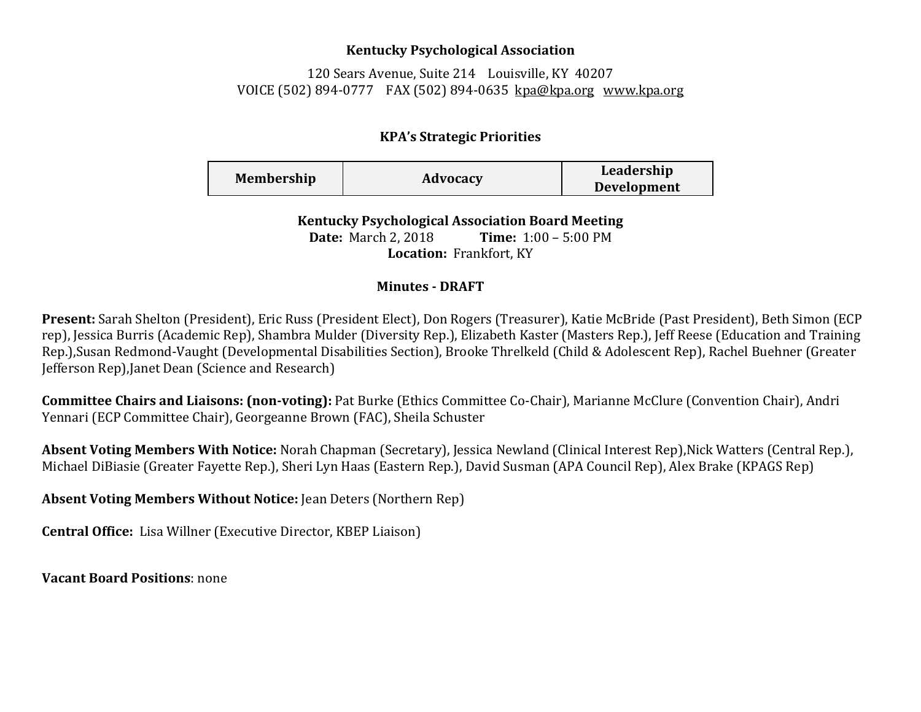**Kentucky Psychological Association**

120 Sears Avenue, Suite 214    Louisville, KY  40207
VOICE (502) 894-0777    FAX (502) 894-0635  kpa@kpa.org   www.kpa.org

**KPA's Strategic Priorities**

| Membership | Advocacy | Leadership Development |
|---|---|---|

**Kentucky Psychological Association Board Meeting**
**Date:** March 2, 2018    **Time:** 1:00 – 5:00 PM
**Location:** Frankfort, KY

**Minutes - DRAFT**

**Present:** Sarah Shelton (President), Eric Russ (President Elect), Don Rogers (Treasurer), Katie McBride (Past President), Beth Simon (ECP rep), Jessica Burris (Academic Rep), Shambra Mulder (Diversity Rep.), Elizabeth Kaster (Masters Rep.), Jeff Reese (Education and Training Rep.),Susan Redmond-Vaught (Developmental Disabilities Section), Brooke Threlkeld (Child & Adolescent Rep), Rachel Buehner (Greater Jefferson Rep),Janet Dean (Science and Research)

**Committee Chairs and Liaisons: (non-voting):** Pat Burke (Ethics Committee Co-Chair), Marianne McClure (Convention Chair), Andri Yennari (ECP Committee Chair), Georgeanne Brown (FAC), Sheila Schuster

**Absent Voting Members With Notice:** Norah Chapman (Secretary), Jessica Newland (Clinical Interest Rep),Nick Watters (Central Rep.), Michael DiBiasie (Greater Fayette Rep.), Sheri Lyn Haas (Eastern Rep.), David Susman (APA Council Rep), Alex Brake (KPAGS Rep)

**Absent Voting Members Without Notice:** Jean Deters (Northern Rep)

**Central Office:** Lisa Willner (Executive Director, KBEP Liaison)

**Vacant Board Positions**: none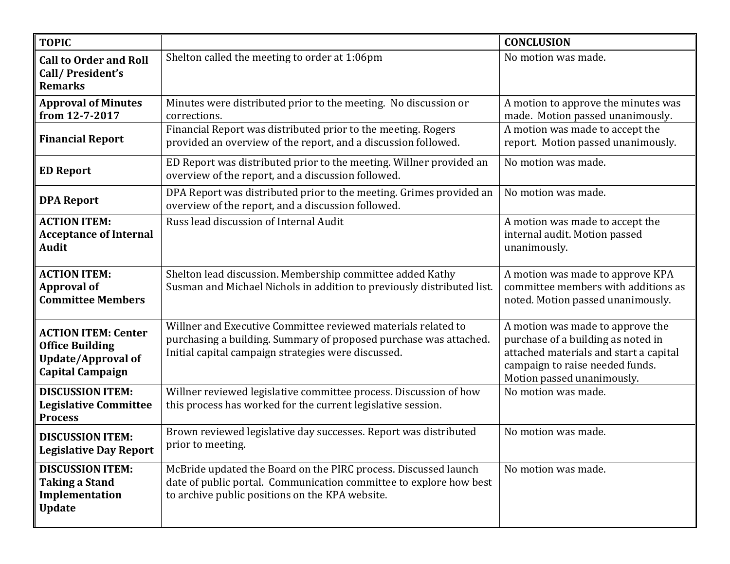| TOPIC | | CONCLUSION |
|---|---|---|
| **Call to Order and Roll Call/ President's Remarks** | Shelton called the meeting to order at 1:06pm | No motion was made. |
| **Approval of Minutes from 12-7-2017** | Minutes were distributed prior to the meeting. No discussion or corrections. | A motion to approve the minutes was made. Motion passed unanimously. |
| **Financial Report** | Financial Report was distributed prior to the meeting. Rogers provided an overview of the report, and a discussion followed. | A motion was made to accept the report. Motion passed unanimously. |
| **ED Report** | ED Report was distributed prior to the meeting. Willner provided an overview of the report, and a discussion followed. | No motion was made. |
| **DPA Report** | DPA Report was distributed prior to the meeting. Grimes provided an overview of the report, and a discussion followed. | No motion was made. |
| **ACTION ITEM: Acceptance of Internal Audit** | Russ lead discussion of Internal Audit | A motion was made to accept the internal audit. Motion passed unanimously. |
| **ACTION ITEM: Approval of Committee Members** | Shelton lead discussion. Membership committee added Kathy Susman and Michael Nichols in addition to previously distributed list. | A motion was made to approve KPA committee members with additions as noted. Motion passed unanimously. |
| **ACTION ITEM: Center Office Building Update/Approval of Capital Campaign** | Willner and Executive Committee reviewed materials related to purchasing a building. Summary of proposed purchase was attached. Initial capital campaign strategies were discussed. | A motion was made to approve the purchase of a building as noted in attached materials and start a capital campaign to raise needed funds. Motion passed unanimously. |
| **DISCUSSION ITEM: Legislative Committee Process** | Willner reviewed legislative committee process. Discussion of how this process has worked for the current legislative session. | No motion was made. |
| **DISCUSSION ITEM: Legislative Day Report** | Brown reviewed legislative day successes. Report was distributed prior to meeting. | No motion was made. |
| **DISCUSSION ITEM: Taking a Stand Implementation Update** | McBride updated the Board on the PIRC process. Discussed launch date of public portal. Communication committee to explore how best to archive public positions on the KPA website. | No motion was made. |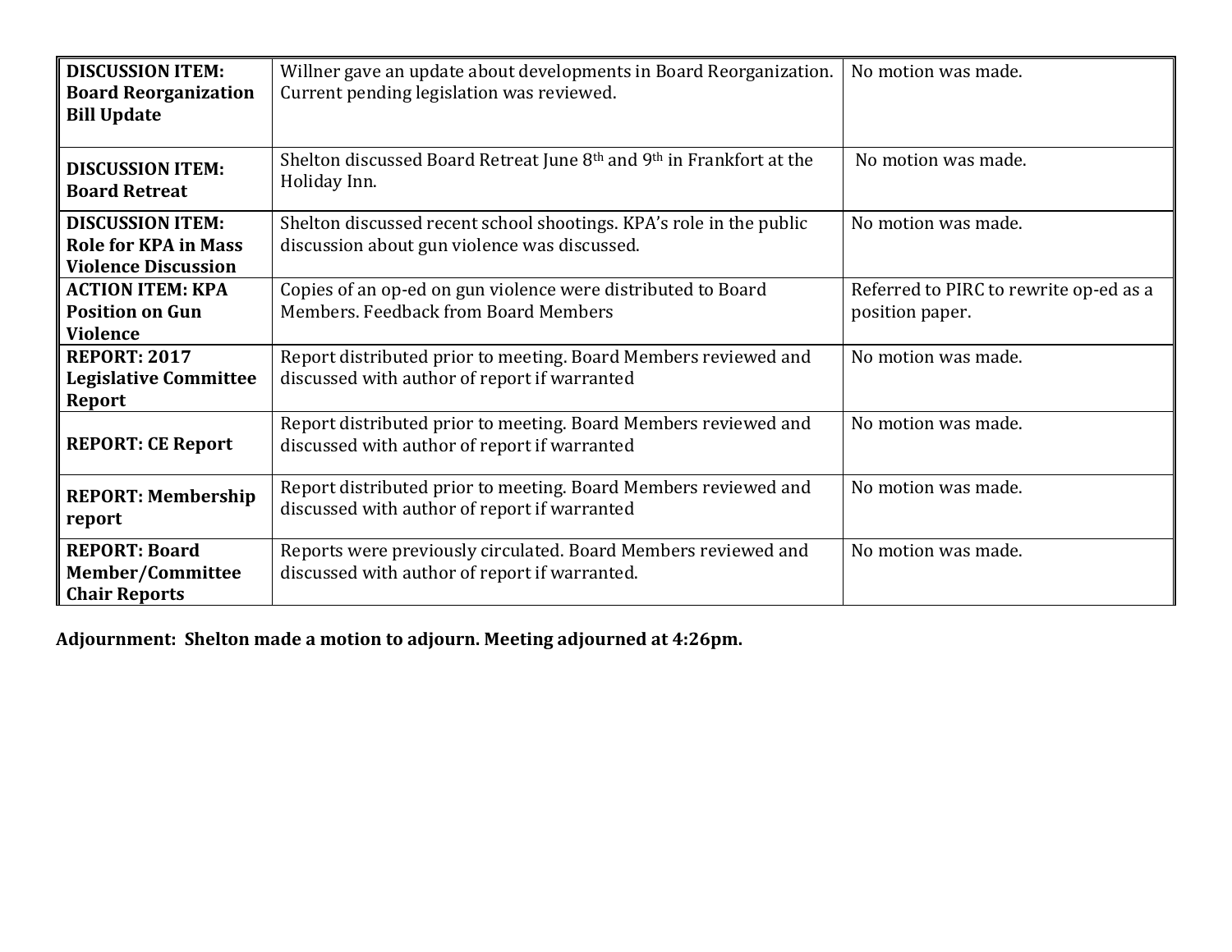| | | |
|---|---|---|
| **DISCUSSION ITEM: Board Reorganization Bill Update** | Willner gave an update about developments in Board Reorganization. Current pending legislation was reviewed. | No motion was made. |
| **DISCUSSION ITEM: Board Retreat** | Shelton discussed Board Retreat June 8th and 9th in Frankfort at the Holiday Inn. | No motion was made. |
| **DISCUSSION ITEM: Role for KPA in Mass Violence Discussion** | Shelton discussed recent school shootings. KPA's role in the public discussion about gun violence was discussed. | No motion was made. |
| **ACTION ITEM: KPA Position on Gun Violence** | Copies of an op-ed on gun violence were distributed to Board Members. Feedback from Board Members | Referred to PIRC to rewrite op-ed as a position paper. |
| **REPORT: 2017 Legislative Committee Report** | Report distributed prior to meeting. Board Members reviewed and discussed with author of report if warranted | No motion was made. |
| **REPORT: CE Report** | Report distributed prior to meeting. Board Members reviewed and discussed with author of report if warranted | No motion was made. |
| **REPORT: Membership report** | Report distributed prior to meeting. Board Members reviewed and discussed with author of report if warranted | No motion was made. |
| **REPORT: Board Member/Committee Chair Reports** | Reports were previously circulated. Board Members reviewed and discussed with author of report if warranted. | No motion was made. |

**Adjournment: Shelton made a motion to adjourn. Meeting adjourned at 4:26pm.**